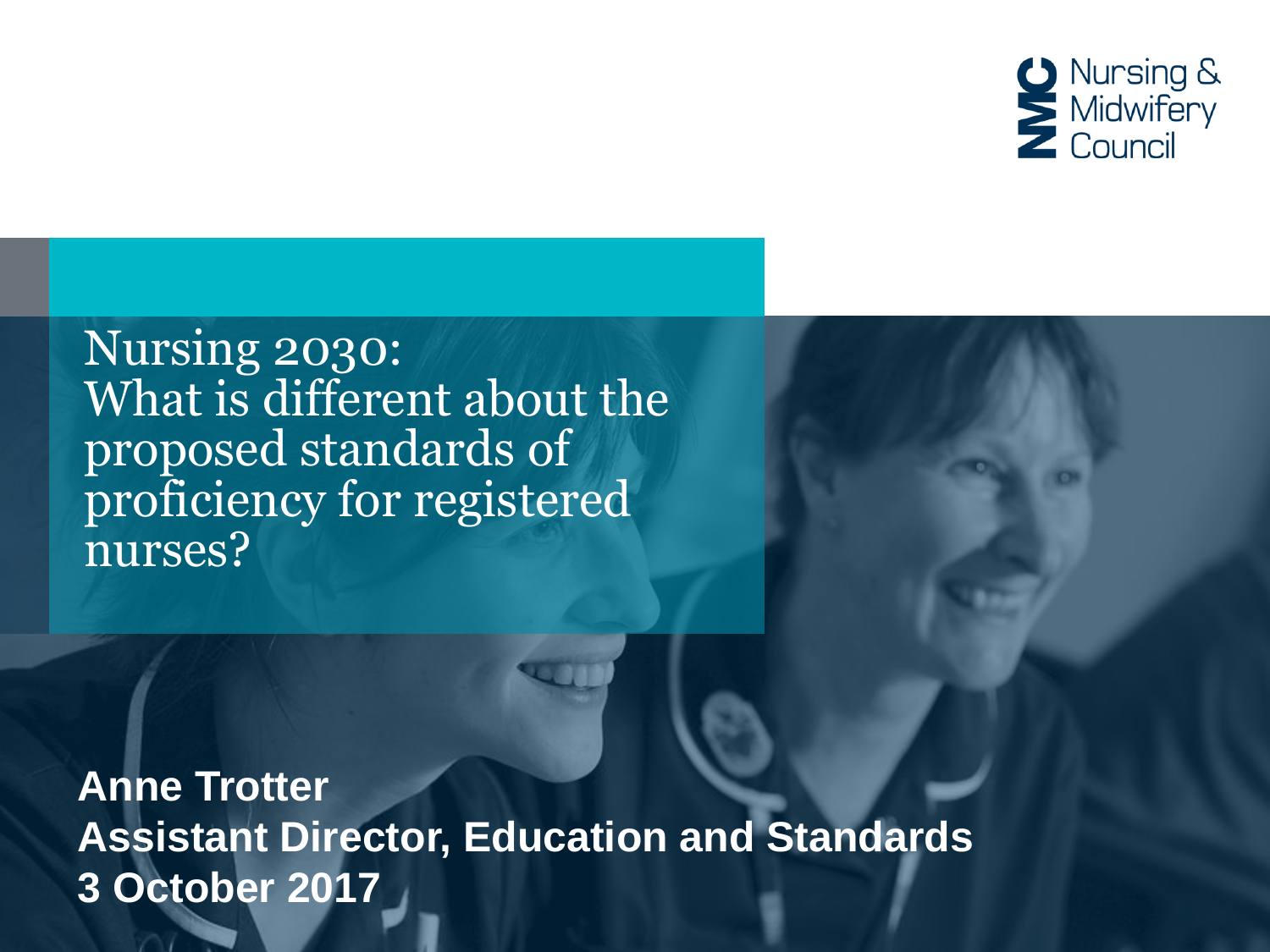Nursing & Midwifery Council

# Nursing 2030: What is different about the proposed standards of proficiency for registered nurses?

**Anne Trotter**
**Assistant Director, Education and Standards**
**3 October 2017**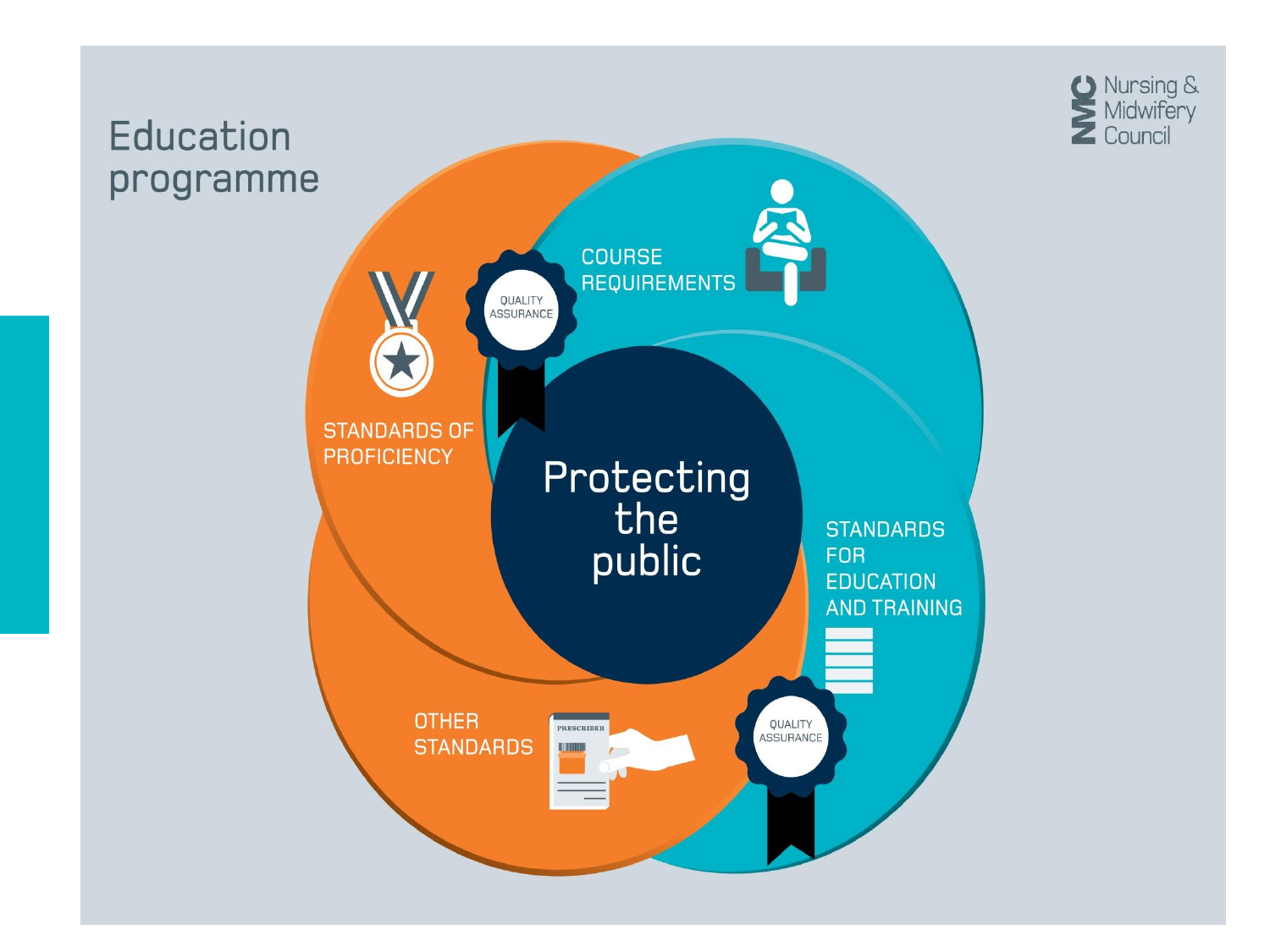# Education programme

Nursing & Midwifery Council

COURSE REQUIREMENTS

QUALITY ASSURANCE

STANDARDS OF PROFICIENCY

Protecting the public

STANDARDS FOR EDUCATION AND TRAINING

OTHER STANDARDS

PRESCRIBER

QUALITY ASSURANCE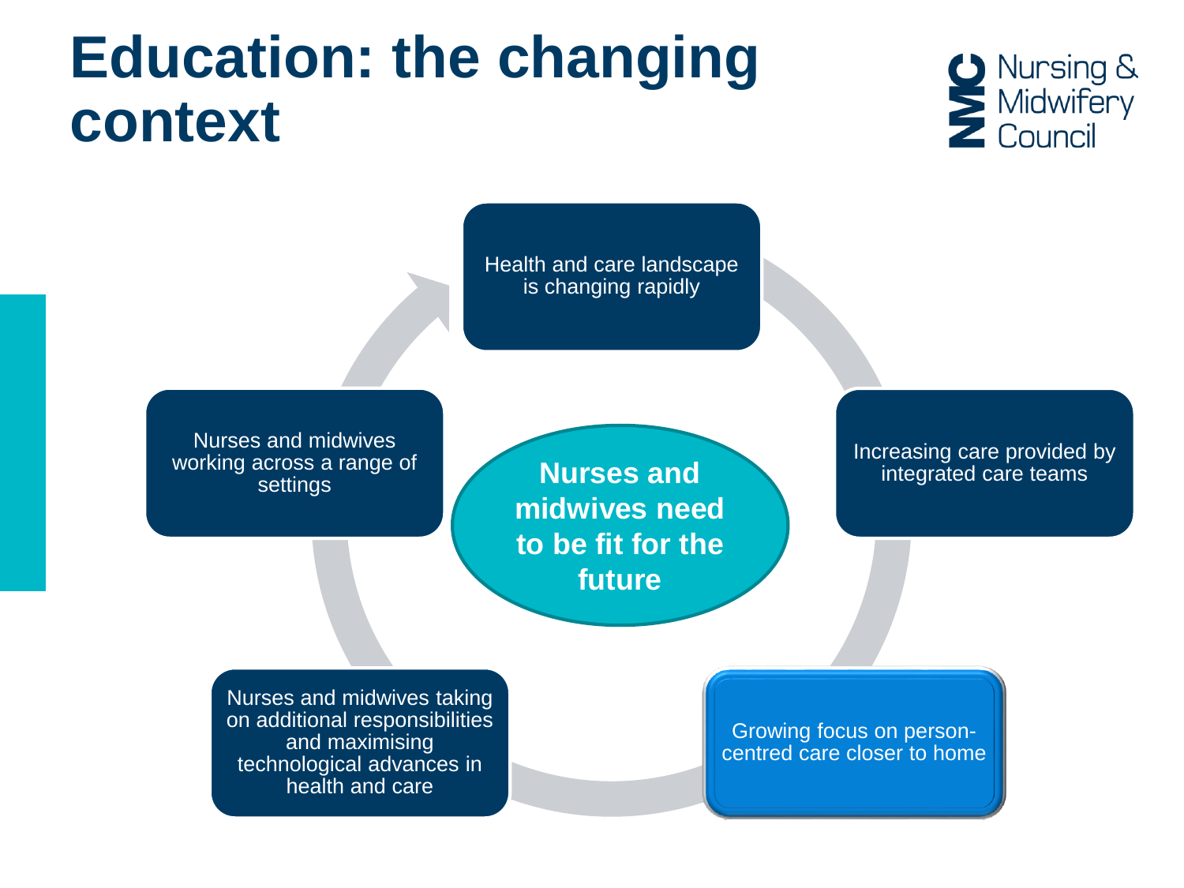# Education: the changing context

**Nurses and midwives need to be fit for the future**

- Health and care landscape is changing rapidly
- Increasing care provided by integrated care teams
- Growing focus on person-centred care closer to home
- Nurses and midwives taking on additional responsibilities and maximising technological advances in health and care
- Nurses and midwives working across a range of settings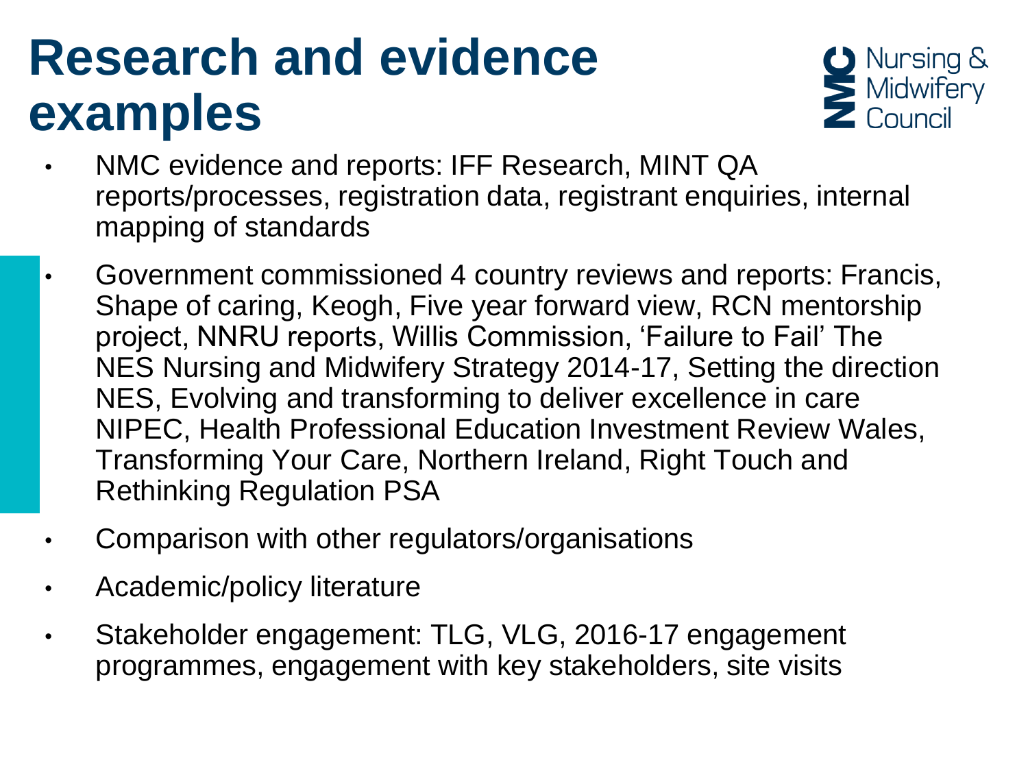# Research and evidence examples

- NMC evidence and reports: IFF Research, MINT QA reports/processes, registration data, registrant enquiries, internal mapping of standards
- Government commissioned 4 country reviews and reports: Francis, Shape of caring, Keogh, Five year forward view, RCN mentorship project, NNRU reports, Willis Commission, 'Failure to Fail' The NES Nursing and Midwifery Strategy 2014-17, Setting the direction NES, Evolving and transforming to deliver excellence in care NIPEC, Health Professional Education Investment Review Wales, Transforming Your Care, Northern Ireland, Right Touch and Rethinking Regulation PSA
- Comparison with other regulators/organisations
- Academic/policy literature
- Stakeholder engagement: TLG, VLG, 2016-17 engagement programmes, engagement with key stakeholders, site visits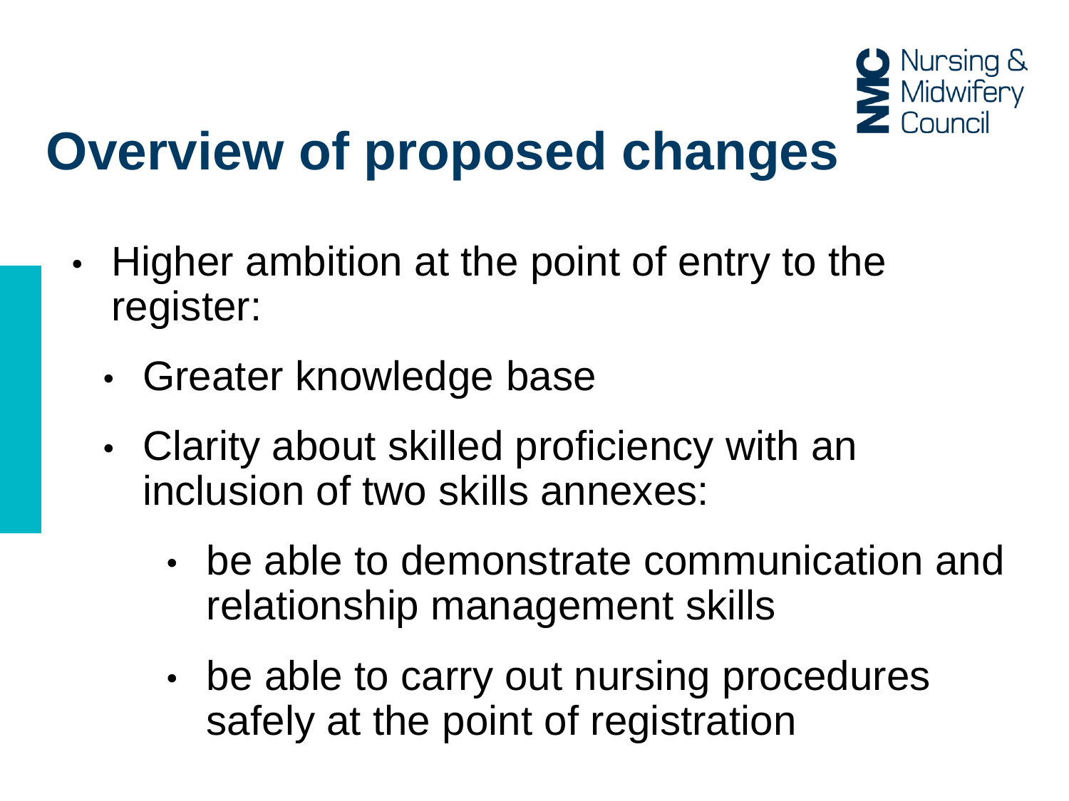# Overview of proposed changes

- Higher ambition at the point of entry to the register:
  - Greater knowledge base
  - Clarity about skilled proficiency with an inclusion of two skills annexes:
    - be able to demonstrate communication and relationship management skills
    - be able to carry out nursing procedures safely at the point of registration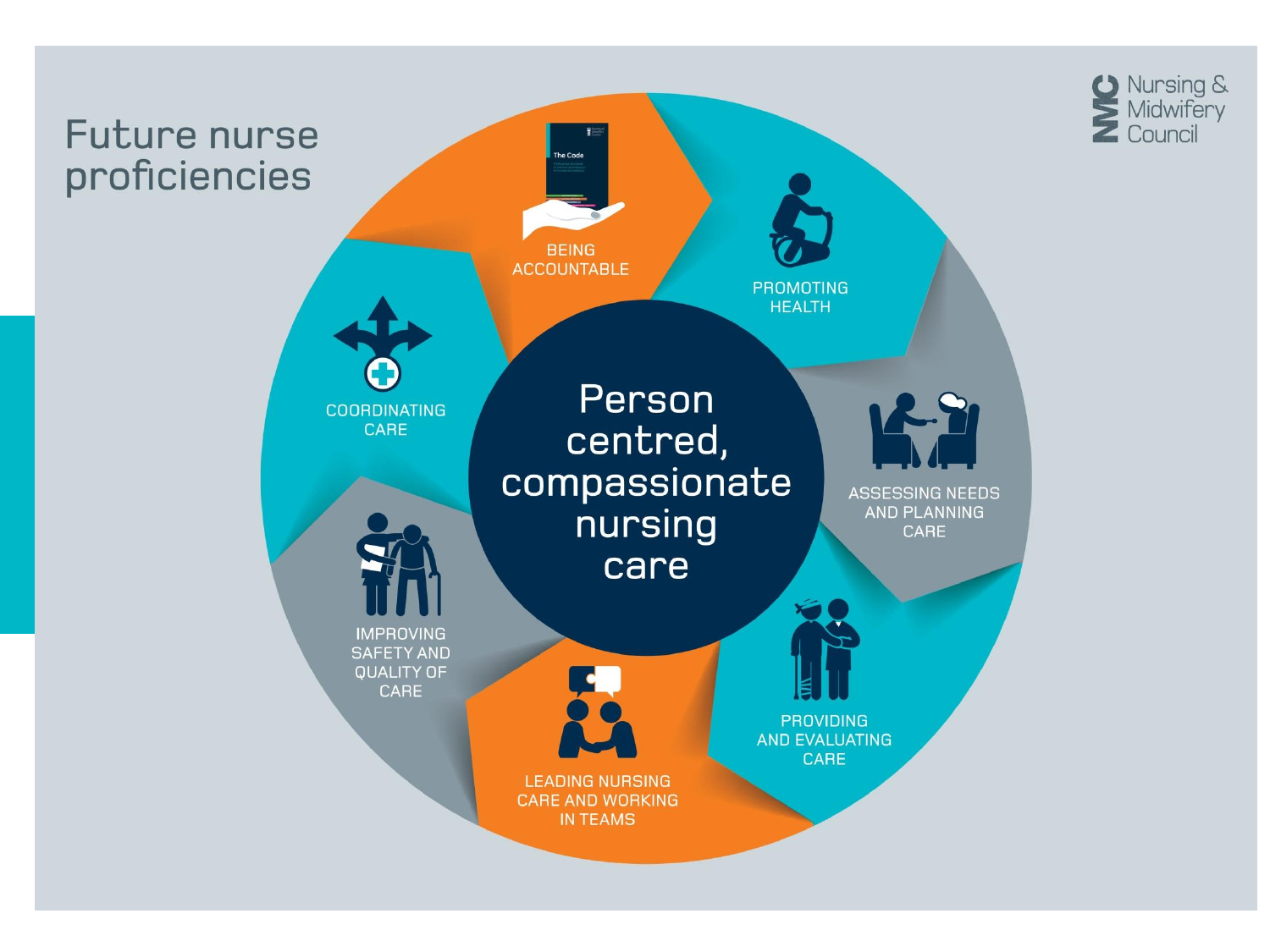# Future nurse proficiencies

Nursing & Midwifery Council

Person centred, compassionate nursing care

- BEING ACCOUNTABLE
- PROMOTING HEALTH
- ASSESSING NEEDS AND PLANNING CARE
- PROVIDING AND EVALUATING CARE
- LEADING NURSING CARE AND WORKING IN TEAMS
- IMPROVING SAFETY AND QUALITY OF CARE
- COORDINATING CARE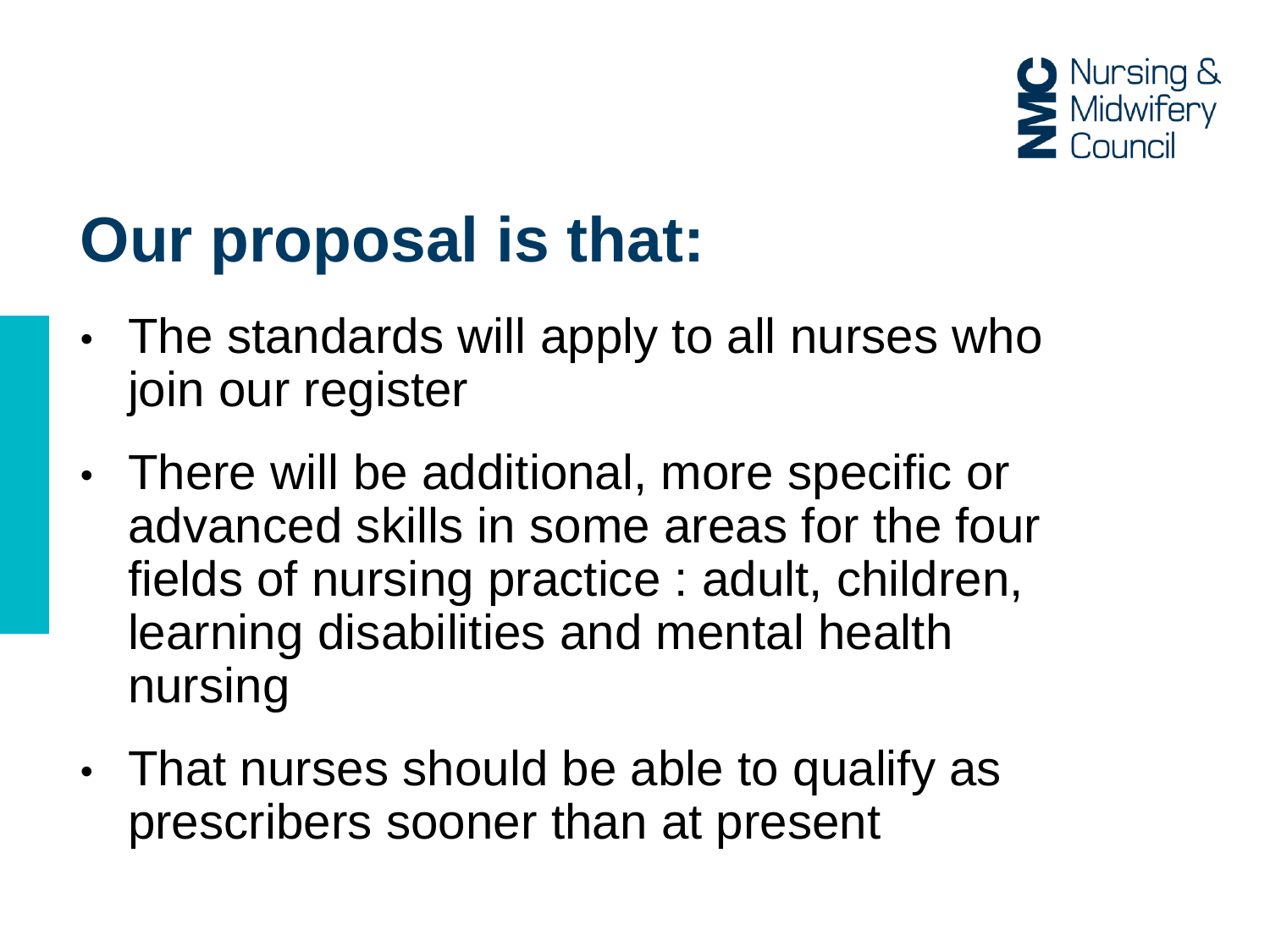# Our proposal is that:

- The standards will apply to all nurses who join our register
- There will be additional, more specific or advanced skills in some areas for the four fields of nursing practice : adult, children, learning disabilities and mental health nursing
- That nurses should be able to qualify as prescribers sooner than at present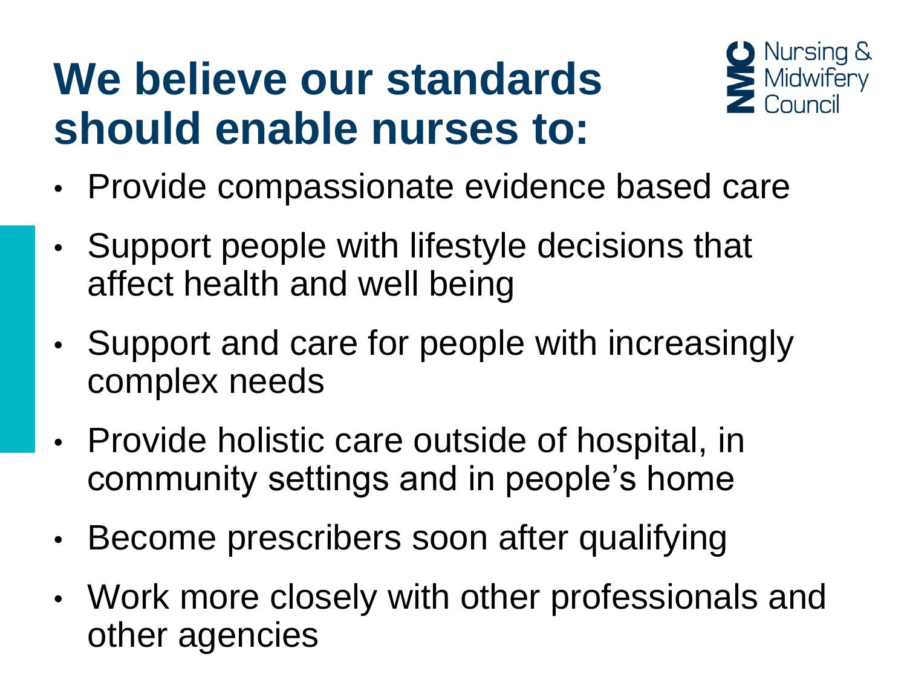# We believe our standards should enable nurses to:

Nursing & Midwifery Council

- Provide compassionate evidence based care
- Support people with lifestyle decisions that affect health and well being
- Support and care for people with increasingly complex needs
- Provide holistic care outside of hospital, in community settings and in people's home
- Become prescribers soon after qualifying
- Work more closely with other professionals and other agencies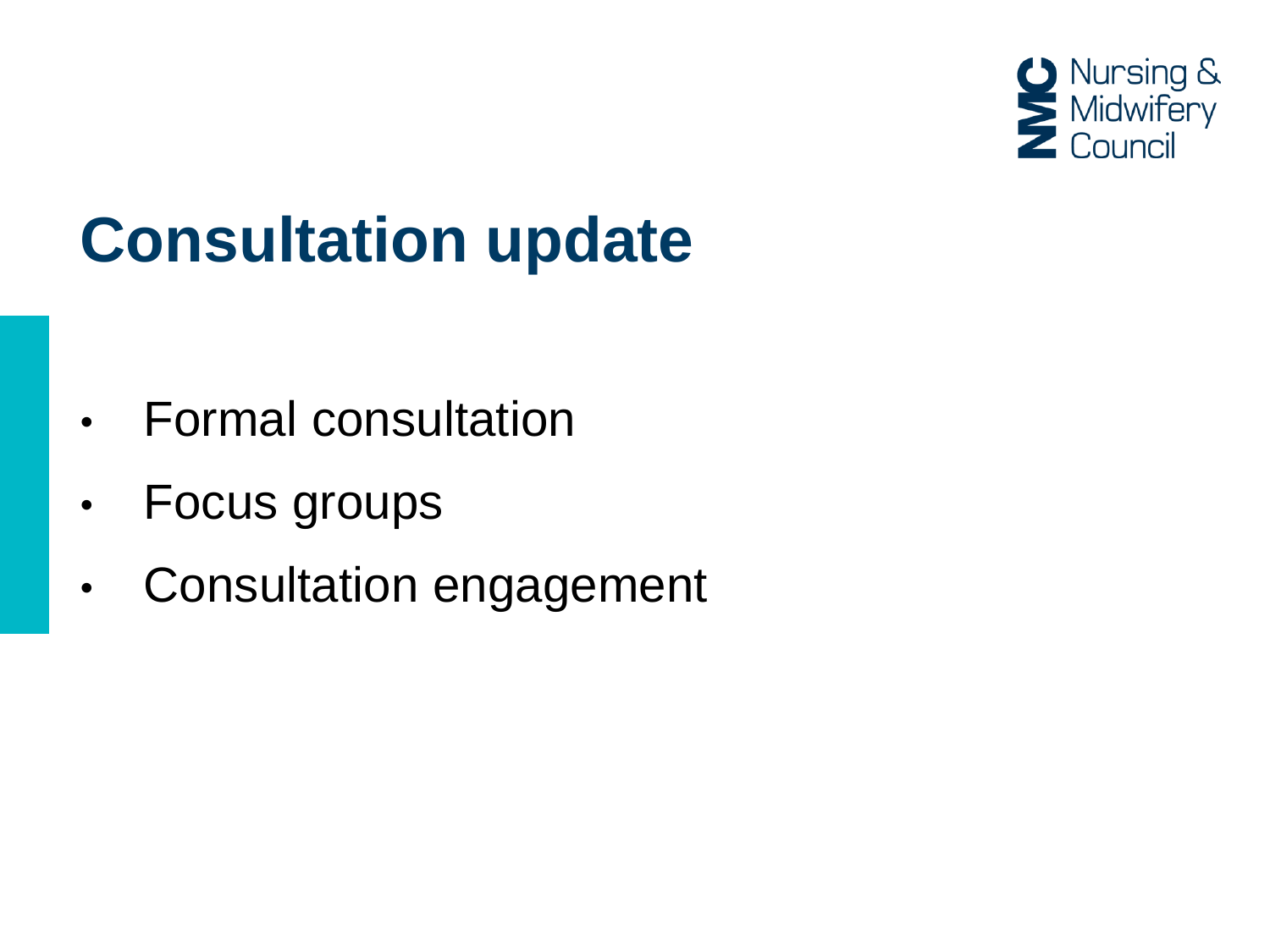# Consultation update

- Formal consultation
- Focus groups
- Consultation engagement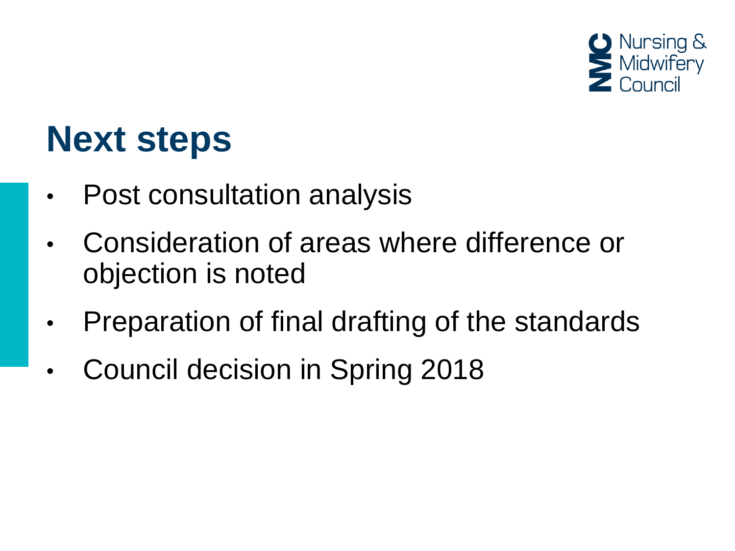# Next steps

- Post consultation analysis
- Consideration of areas where difference or objection is noted
- Preparation of final drafting of the standards
- Council decision in Spring 2018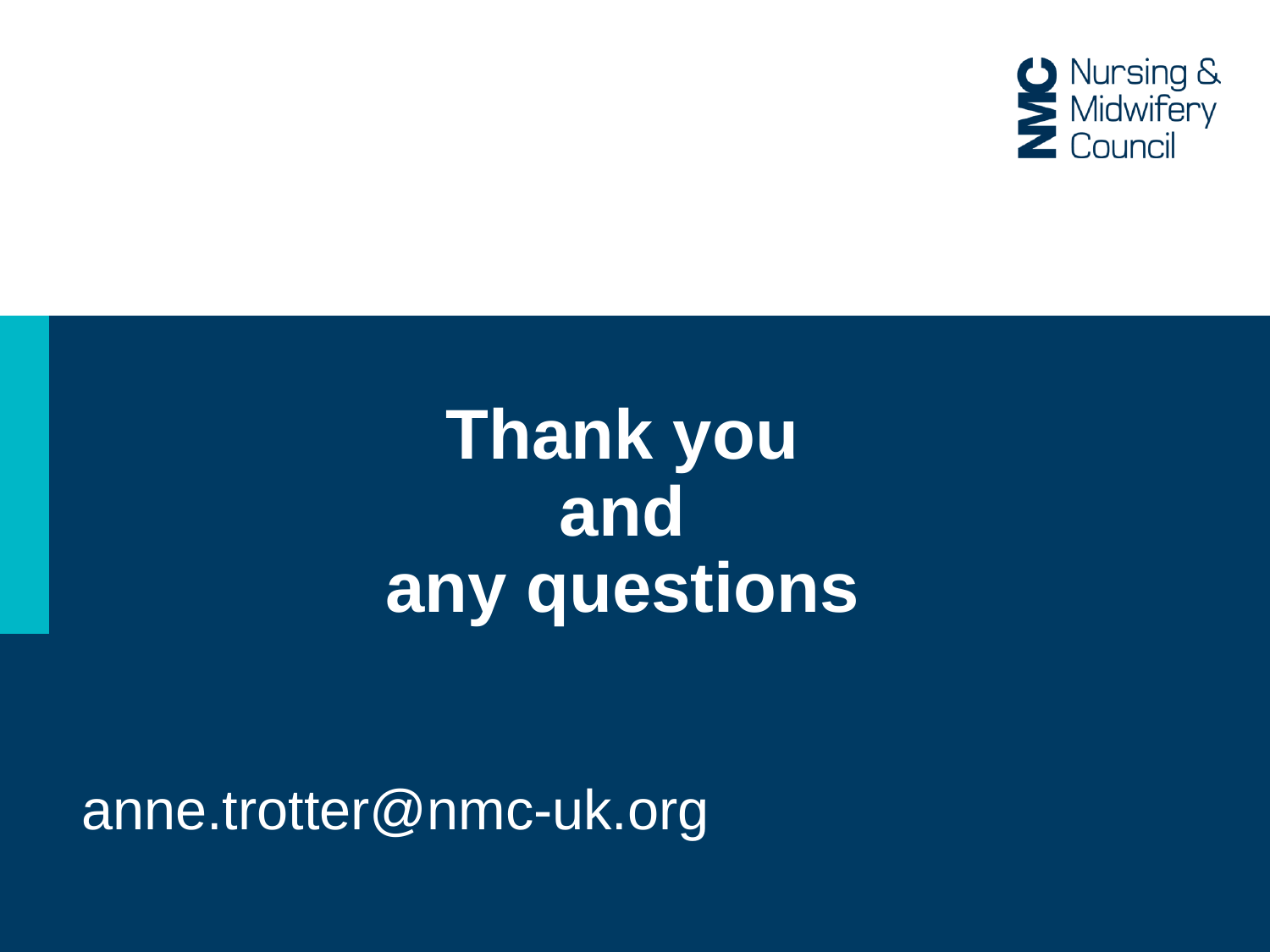Nursing & Midwifery Council

# Thank you and any questions

anne.trotter@nmc-uk.org